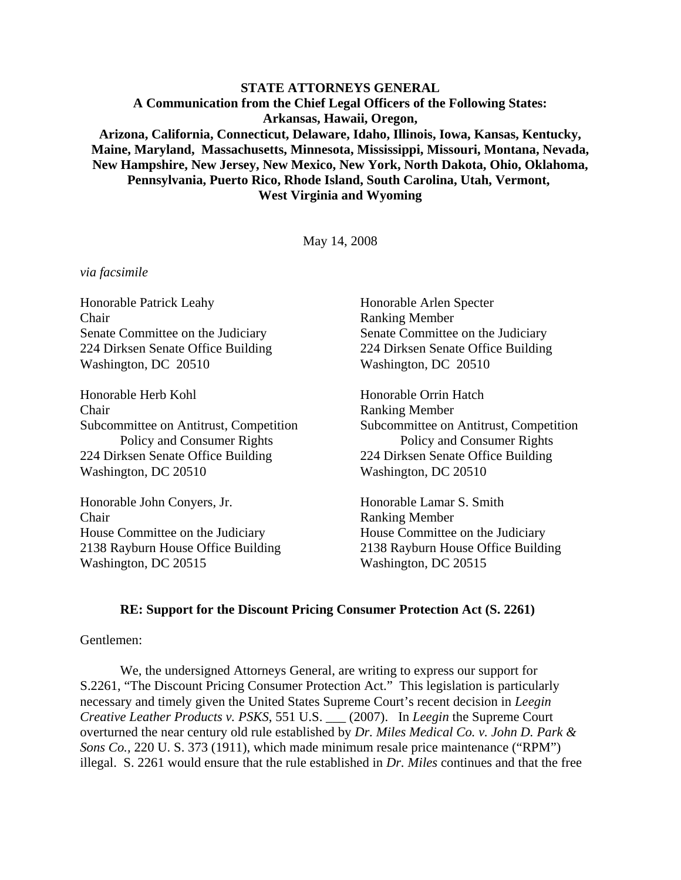**STATE ATTORNEYS GENERAL**
**A Communication from the Chief Legal Officers of the Following States:**
**Arkansas, Hawaii, Oregon,**
**Arizona, California, Connecticut, Delaware, Idaho, Illinois, Iowa, Kansas, Kentucky, Maine, Maryland, Massachusetts, Minnesota, Mississippi, Missouri, Montana, Nevada, New Hampshire, New Jersey, New Mexico, New York, North Dakota, Ohio, Oklahoma, Pennsylvania, Puerto Rico, Rhode Island, South Carolina, Utah, Vermont, West Virginia and Wyoming**

May 14, 2008

*via facsimile*

Honorable Patrick Leahy
Chair
Senate Committee on the Judiciary
224 Dirksen Senate Office Building
Washington, DC 20510

Honorable Arlen Specter
Ranking Member
Senate Committee on the Judiciary
224 Dirksen Senate Office Building
Washington, DC 20510

Honorable Herb Kohl
Chair
Subcommittee on Antitrust, Competition Policy and Consumer Rights
224 Dirksen Senate Office Building
Washington, DC 20510

Honorable Orrin Hatch
Ranking Member
Subcommittee on Antitrust, Competition Policy and Consumer Rights
224 Dirksen Senate Office Building
Washington, DC 20510

Honorable John Conyers, Jr.
Chair
House Committee on the Judiciary
2138 Rayburn House Office Building
Washington, DC 20515

Honorable Lamar S. Smith
Ranking Member
House Committee on the Judiciary
2138 Rayburn House Office Building
Washington, DC 20515

**RE: Support for the Discount Pricing Consumer Protection Act (S. 2261)**

Gentlemen:

We, the undersigned Attorneys General, are writing to express our support for S.2261, "The Discount Pricing Consumer Protection Act." This legislation is particularly necessary and timely given the United States Supreme Court's recent decision in *Leegin Creative Leather Products v. PSKS*, 551 U.S. ___ (2007). In *Leegin* the Supreme Court overturned the near century old rule established by *Dr. Miles Medical Co. v. John D. Park & Sons Co.*, 220 U. S. 373 (1911), which made minimum resale price maintenance ("RPM") illegal. S. 2261 would ensure that the rule established in *Dr. Miles* continues and that the free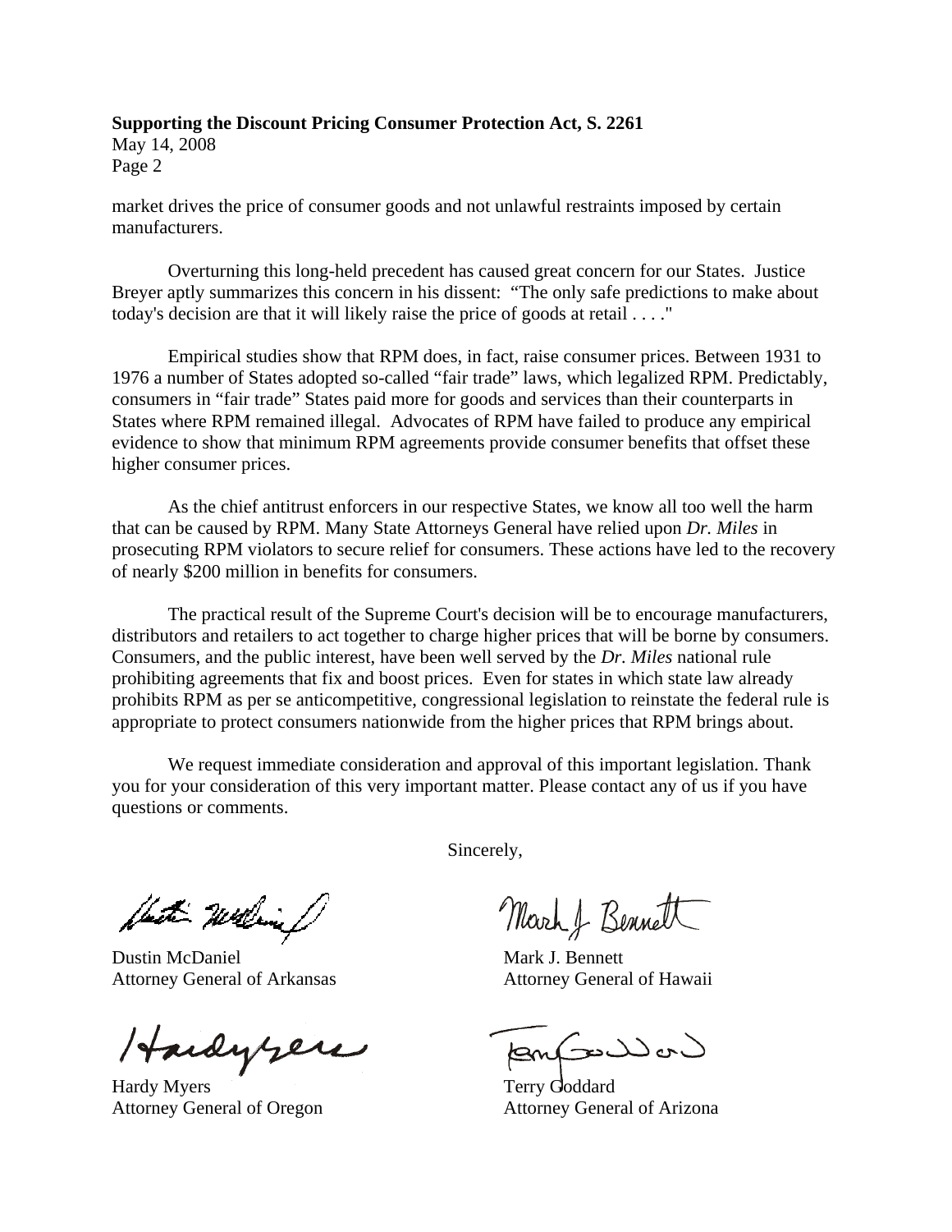market drives the price of consumer goods and not unlawful restraints imposed by certain manufacturers.

Overturning this long-held precedent has caused great concern for our States. Justice Breyer aptly summarizes this concern in his dissent: "The only safe predictions to make about today's decision are that it will likely raise the price of goods at retail . . . ."

Empirical studies show that RPM does, in fact, raise consumer prices. Between 1931 to 1976 a number of States adopted so-called "fair trade" laws, which legalized RPM. Predictably, consumers in "fair trade" States paid more for goods and services than their counterparts in States where RPM remained illegal. Advocates of RPM have failed to produce any empirical evidence to show that minimum RPM agreements provide consumer benefits that offset these higher consumer prices.

As the chief antitrust enforcers in our respective States, we know all too well the harm that can be caused by RPM. Many State Attorneys General have relied upon *Dr. Miles* in prosecuting RPM violators to secure relief for consumers. These actions have led to the recovery of nearly $200 million in benefits for consumers.

The practical result of the Supreme Court's decision will be to encourage manufacturers, distributors and retailers to act together to charge higher prices that will be borne by consumers. Consumers, and the public interest, have been well served by the *Dr. Miles* national rule prohibiting agreements that fix and boost prices. Even for states in which state law already prohibits RPM as per se anticompetitive, congressional legislation to reinstate the federal rule is appropriate to protect consumers nationwide from the higher prices that RPM brings about.

We request immediate consideration and approval of this important legislation. Thank you for your consideration of this very important matter. Please contact any of us if you have questions or comments.

Sincerely,

Dustin McDaniel
Attorney General of Arkansas

Mark J. Bennett
Attorney General of Hawaii

Hardy Myers
Attorney General of Oregon

Terry Goddard
Attorney General of Arizona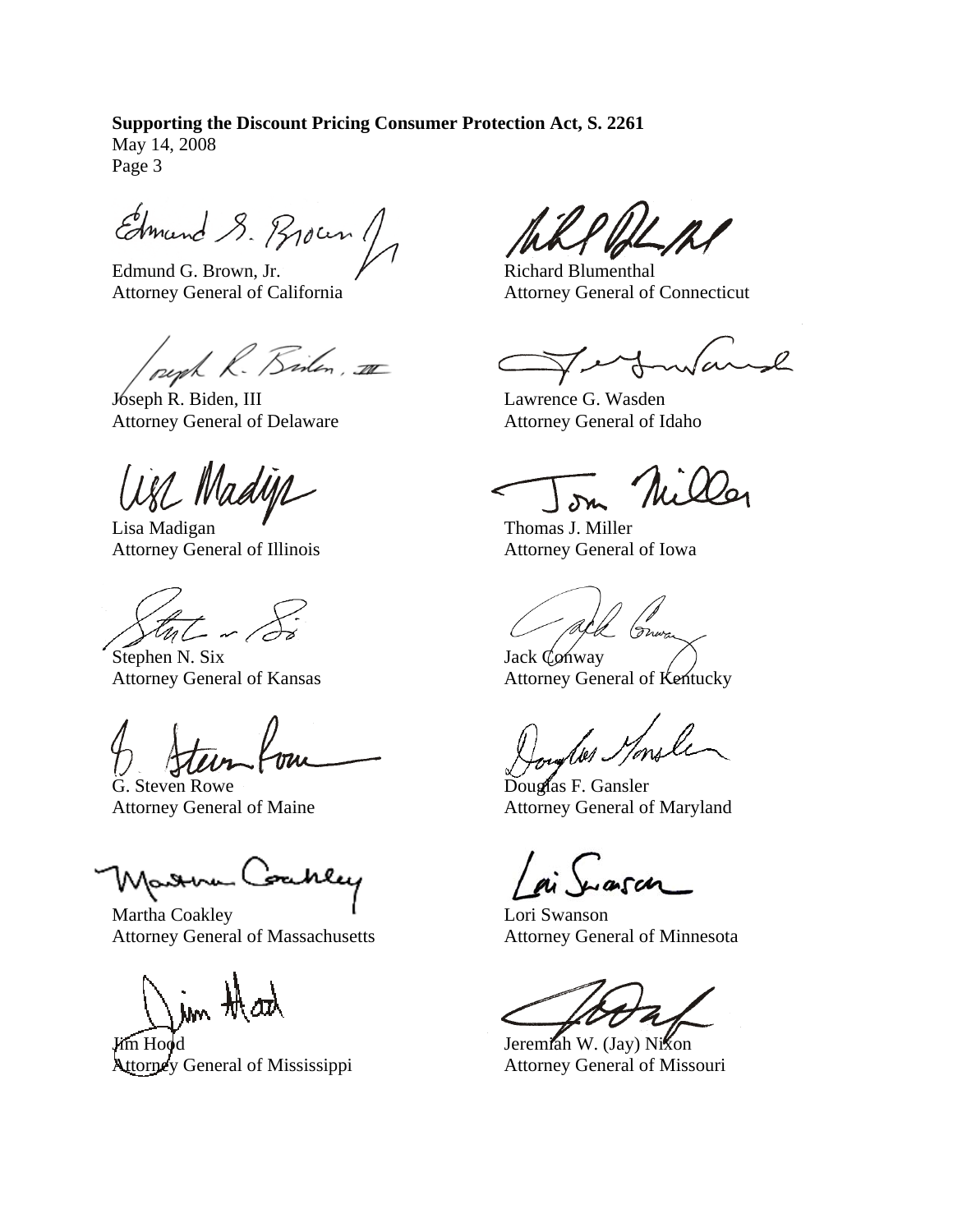**Supporting the Discount Pricing Consumer Protection Act, S. 2261**
May 14, 2008
Page 3

Edmund G. Brown, Jr.
Attorney General of California

Richard Blumenthal
Attorney General of Connecticut

Joseph R. Biden, III
Attorney General of Delaware

Lawrence G. Wasden
Attorney General of Idaho

Lisa Madigan
Attorney General of Illinois

Thomas J. Miller
Attorney General of Iowa

Stephen N. Six
Attorney General of Kansas

Jack Conway
Attorney General of Kentucky

G. Steven Rowe
Attorney General of Maine

Douglas F. Gansler
Attorney General of Maryland

Martha Coakley
Attorney General of Massachusetts

Lori Swanson
Attorney General of Minnesota

Jim Hood
Attorney General of Mississippi

Jeremiah W. (Jay) Nixon
Attorney General of Missouri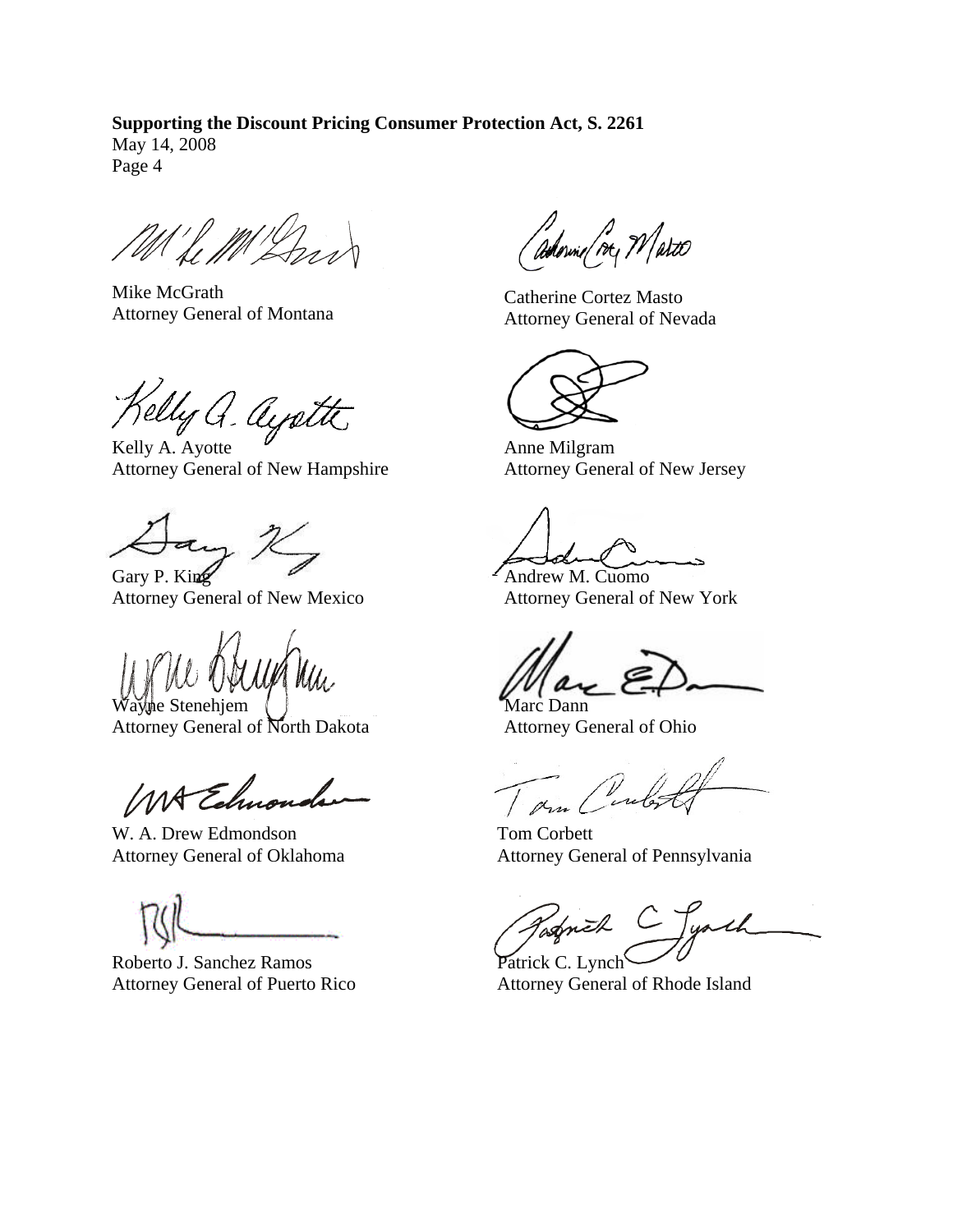**Supporting the Discount Pricing Consumer Protection Act, S. 2261**
May 14, 2008

Mike McGrath
Attorney General of Montana

Catherine Cortez Masto
Attorney General of Nevada

Kelly A. Ayotte
Attorney General of New Hampshire

Anne Milgram
Attorney General of New Jersey

Gary P. King
Attorney General of New Mexico

Andrew M. Cuomo
Attorney General of New York

Wayne Stenehjem
Attorney General of North Dakota

Marc Dann
Attorney General of Ohio

W. A. Drew Edmondson
Attorney General of Oklahoma

Tom Corbett
Attorney General of Pennsylvania

Roberto J. Sanchez Ramos
Attorney General of Puerto Rico

Patrick C. Lynch
Attorney General of Rhode Island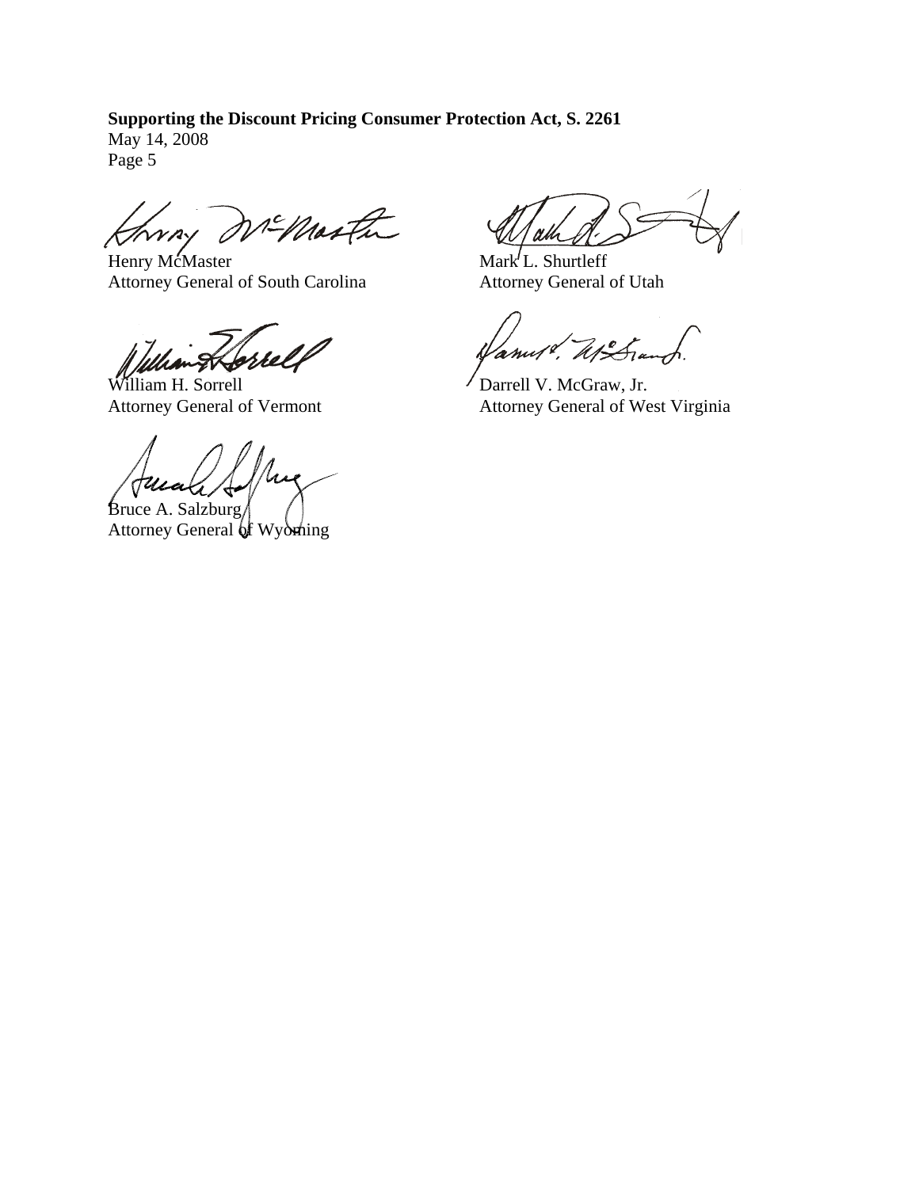Henry McMaster
Attorney General of South Carolina

Mark L. Shurtleff
Attorney General of Utah

William H. Sorrell
Attorney General of Vermont

Darrell V. McGraw, Jr.
Attorney General of West Virginia

Bruce A. Salzburg
Attorney General of Wyoming